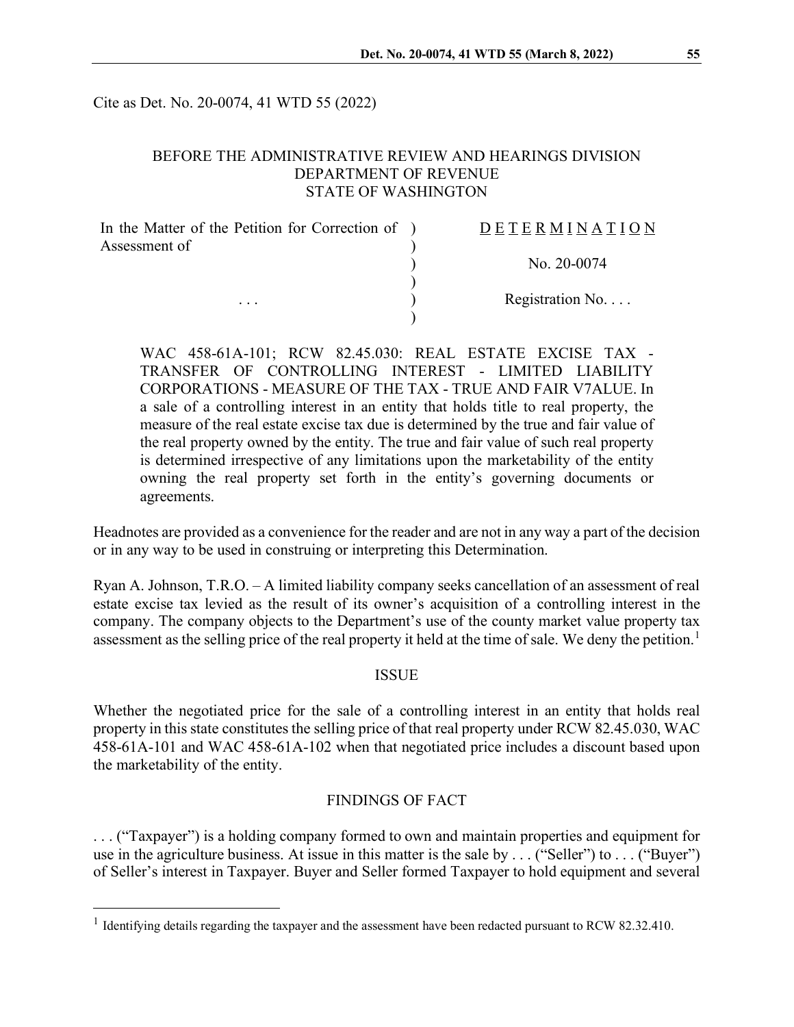Cite as Det. No. 20-0074, 41 WTD 55 (2022)

BEFORE THE ADMINISTRATIVE REVIEW AND HEARINGS DIVISION
DEPARTMENT OF REVENUE
STATE OF WASHINGTON

| | | |
|---|---|---|
| In the Matter of the Petition for Correction of Assessment of | ) | D E T E R M I N A T I O N |
| | ) | |
| | ) | No. 20-0074 |
| | ) | |
| . . . | ) | Registration No. . . . |
| | ) | |

WAC 458-61A-101; RCW 82.45.030: REAL ESTATE EXCISE TAX - TRANSFER OF CONTROLLING INTEREST - LIMITED LIABILITY CORPORATIONS - MEASURE OF THE TAX - TRUE AND FAIR V7ALUE. In a sale of a controlling interest in an entity that holds title to real property, the measure of the real estate excise tax due is determined by the true and fair value of the real property owned by the entity. The true and fair value of such real property is determined irrespective of any limitations upon the marketability of the entity owning the real property set forth in the entity's governing documents or agreements.

Headnotes are provided as a convenience for the reader and are not in any way a part of the decision or in any way to be used in construing or interpreting this Determination.

Ryan A. Johnson, T.R.O. – A limited liability company seeks cancellation of an assessment of real estate excise tax levied as the result of its owner's acquisition of a controlling interest in the company. The company objects to the Department's use of the county market value property tax assessment as the selling price of the real property it held at the time of sale. We deny the petition.[1]

## ISSUE

Whether the negotiated price for the sale of a controlling interest in an entity that holds real property in this state constitutes the selling price of that real property under RCW 82.45.030, WAC 458-61A-101 and WAC 458-61A-102 when that negotiated price includes a discount based upon the marketability of the entity.

## FINDINGS OF FACT

. . . ("Taxpayer") is a holding company formed to own and maintain properties and equipment for use in the agriculture business. At issue in this matter is the sale by . . . ("Seller") to . . . ("Buyer") of Seller's interest in Taxpayer. Buyer and Seller formed Taxpayer to hold equipment and several

[1] Identifying details regarding the taxpayer and the assessment have been redacted pursuant to RCW 82.32.410.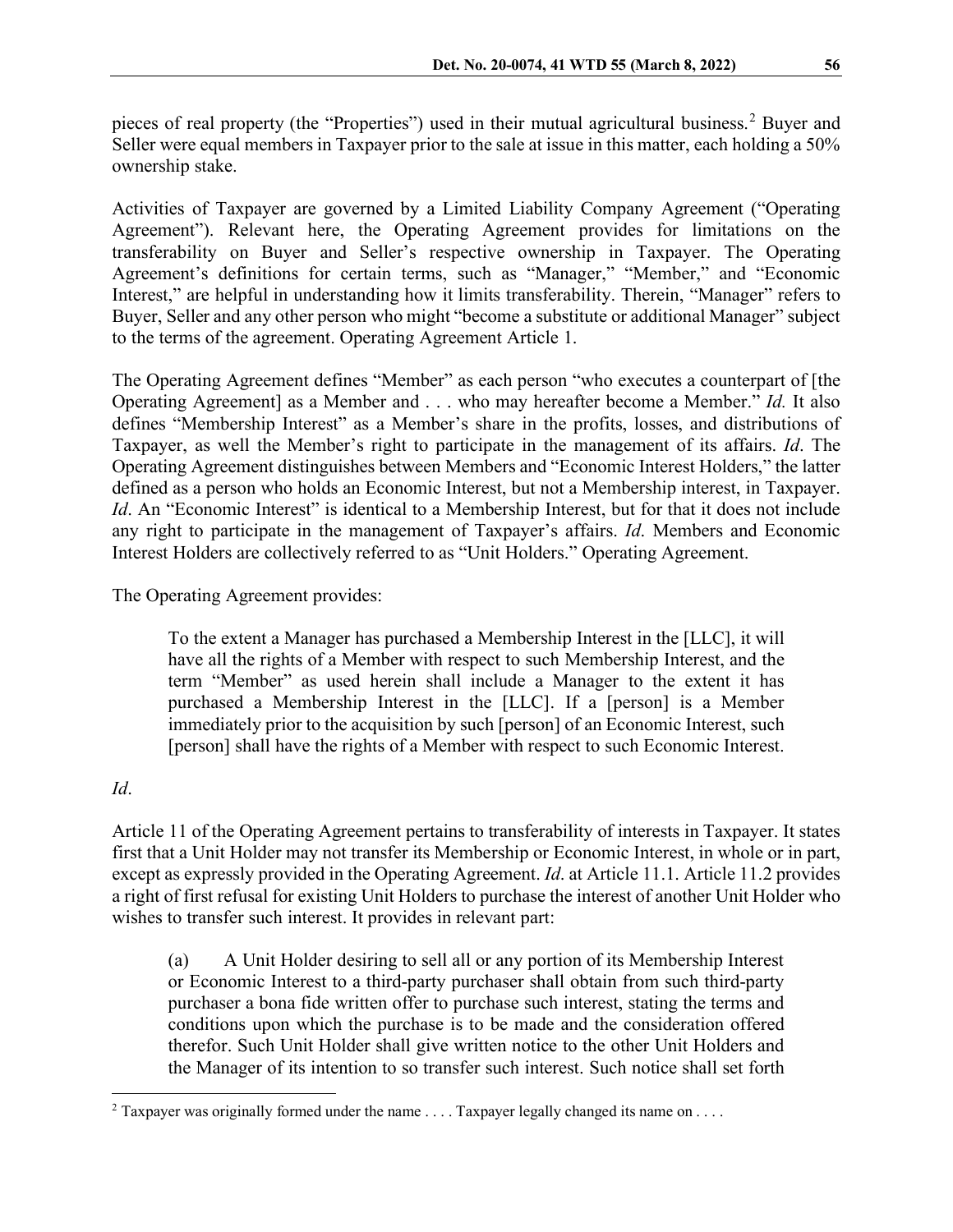pieces of real property (the "Properties") used in their mutual agricultural business.[2] Buyer and Seller were equal members in Taxpayer prior to the sale at issue in this matter, each holding a 50% ownership stake.

Activities of Taxpayer are governed by a Limited Liability Company Agreement ("Operating Agreement"). Relevant here, the Operating Agreement provides for limitations on the transferability on Buyer and Seller's respective ownership in Taxpayer. The Operating Agreement's definitions for certain terms, such as "Manager," "Member," and "Economic Interest," are helpful in understanding how it limits transferability. Therein, "Manager" refers to Buyer, Seller and any other person who might "become a substitute or additional Manager" subject to the terms of the agreement. Operating Agreement Article 1.

The Operating Agreement defines "Member" as each person "who executes a counterpart of [the Operating Agreement] as a Member and . . . who may hereafter become a Member." *Id.* It also defines "Membership Interest" as a Member's share in the profits, losses, and distributions of Taxpayer, as well the Member's right to participate in the management of its affairs. *Id*. The Operating Agreement distinguishes between Members and "Economic Interest Holders," the latter defined as a person who holds an Economic Interest, but not a Membership interest, in Taxpayer. *Id*. An "Economic Interest" is identical to a Membership Interest, but for that it does not include any right to participate in the management of Taxpayer's affairs. *Id*. Members and Economic Interest Holders are collectively referred to as "Unit Holders." Operating Agreement.

The Operating Agreement provides:

> To the extent a Manager has purchased a Membership Interest in the [LLC], it will have all the rights of a Member with respect to such Membership Interest, and the term "Member" as used herein shall include a Manager to the extent it has purchased a Membership Interest in the [LLC]. If a [person] is a Member immediately prior to the acquisition by such [person] of an Economic Interest, such [person] shall have the rights of a Member with respect to such Economic Interest.

*Id*.

Article 11 of the Operating Agreement pertains to transferability of interests in Taxpayer. It states first that a Unit Holder may not transfer its Membership or Economic Interest, in whole or in part, except as expressly provided in the Operating Agreement. *Id*. at Article 11.1. Article 11.2 provides a right of first refusal for existing Unit Holders to purchase the interest of another Unit Holder who wishes to transfer such interest. It provides in relevant part:

> (a) A Unit Holder desiring to sell all or any portion of its Membership Interest or Economic Interest to a third-party purchaser shall obtain from such third-party purchaser a bona fide written offer to purchase such interest, stating the terms and conditions upon which the purchase is to be made and the consideration offered therefor. Such Unit Holder shall give written notice to the other Unit Holders and the Manager of its intention to so transfer such interest. Such notice shall set forth

[2] Taxpayer was originally formed under the name . . . . Taxpayer legally changed its name on . . . .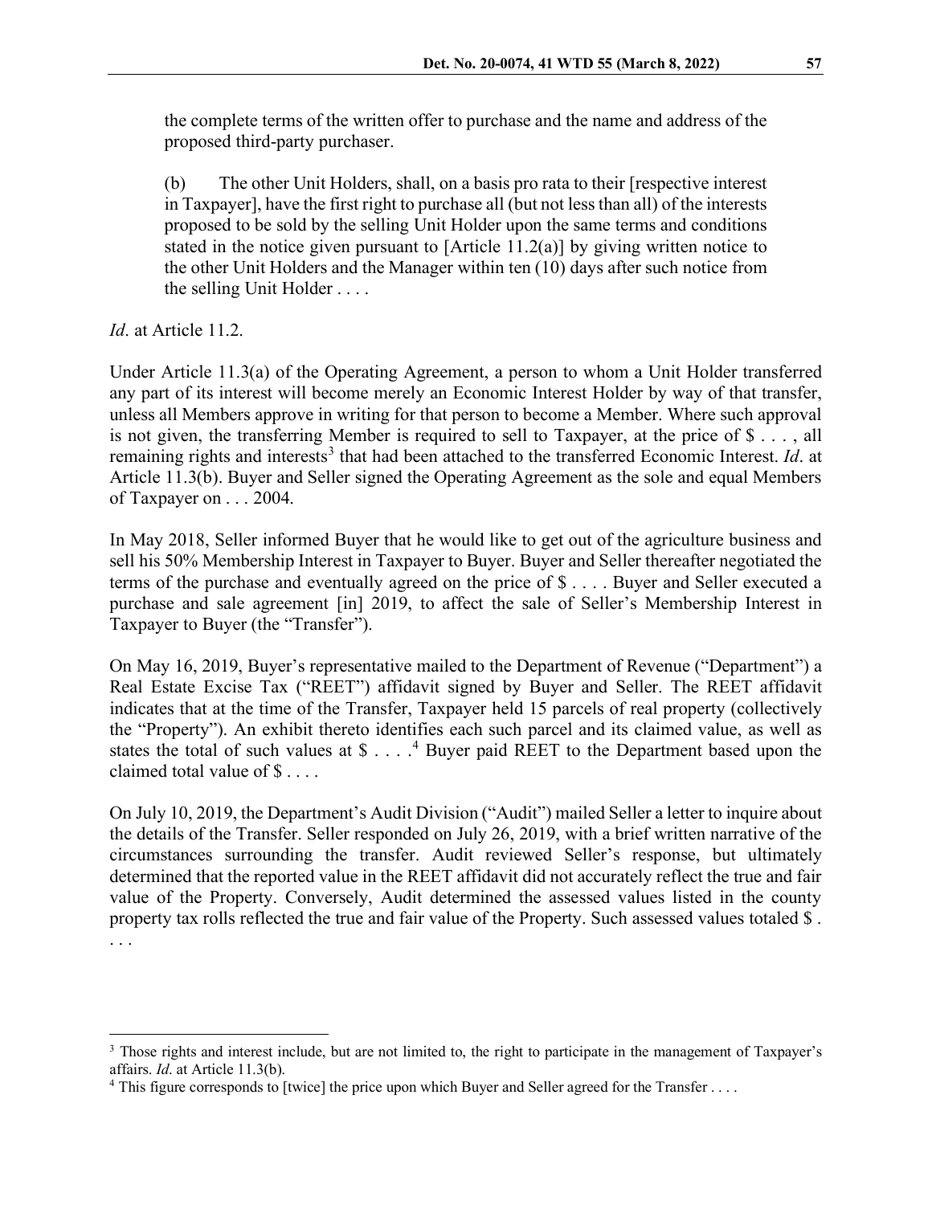the complete terms of the written offer to purchase and the name and address of the proposed third-party purchaser.

> (b) The other Unit Holders, shall, on a basis pro rata to their [respective interest in Taxpayer], have the first right to purchase all (but not less than all) of the interests proposed to be sold by the selling Unit Holder upon the same terms and conditions stated in the notice given pursuant to [Article 11.2(a)] by giving written notice to the other Unit Holders and the Manager within ten (10) days after such notice from the selling Unit Holder . . . .

*Id*. at Article 11.2.

Under Article 11.3(a) of the Operating Agreement, a person to whom a Unit Holder transferred any part of its interest will become merely an Economic Interest Holder by way of that transfer, unless all Members approve in writing for that person to become a Member. Where such approval is not given, the transferring Member is required to sell to Taxpayer, at the price of $ . . . , all remaining rights and interests[3] that had been attached to the transferred Economic Interest. *Id*. at Article 11.3(b). Buyer and Seller signed the Operating Agreement as the sole and equal Members of Taxpayer on . . . 2004.

In May 2018, Seller informed Buyer that he would like to get out of the agriculture business and sell his 50% Membership Interest in Taxpayer to Buyer. Buyer and Seller thereafter negotiated the terms of the purchase and eventually agreed on the price of $ . . . . Buyer and Seller executed a purchase and sale agreement [in] 2019, to affect the sale of Seller's Membership Interest in Taxpayer to Buyer (the "Transfer").

On May 16, 2019, Buyer's representative mailed to the Department of Revenue ("Department") a Real Estate Excise Tax ("REET") affidavit signed by Buyer and Seller. The REET affidavit indicates that at the time of the Transfer, Taxpayer held 15 parcels of real property (collectively the "Property"). An exhibit thereto identifies each such parcel and its claimed value, as well as states the total of such values at $ . . . .[4] Buyer paid REET to the Department based upon the claimed total value of $ . . . .

On July 10, 2019, the Department's Audit Division ("Audit") mailed Seller a letter to inquire about the details of the Transfer. Seller responded on July 26, 2019, with a brief written narrative of the circumstances surrounding the transfer. Audit reviewed Seller's response, but ultimately determined that the reported value in the REET affidavit did not accurately reflect the true and fair value of the Property. Conversely, Audit determined the assessed values listed in the county property tax rolls reflected the true and fair value of the Property. Such assessed values totaled $ . . . .

---

[3] Those rights and interest include, but are not limited to, the right to participate in the management of Taxpayer's affairs. *Id*. at Article 11.3(b).

[4] This figure corresponds to [twice] the price upon which Buyer and Seller agreed for the Transfer . . . .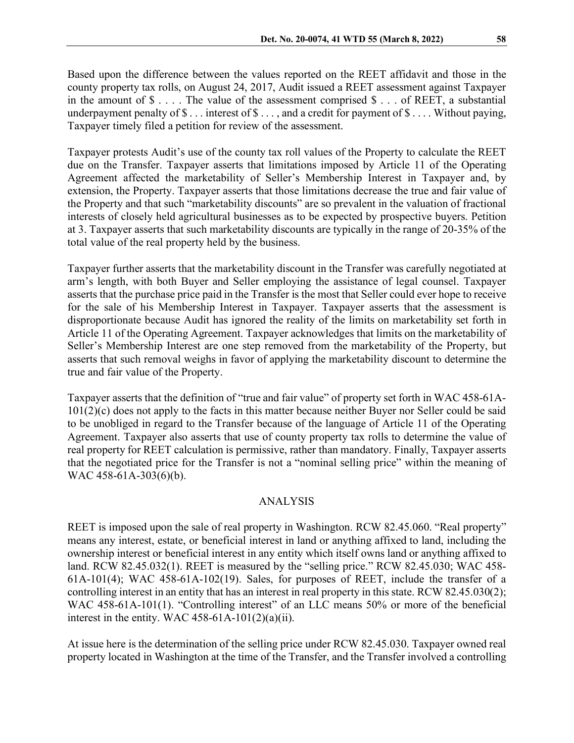Based upon the difference between the values reported on the REET affidavit and those in the county property tax rolls, on August 24, 2017, Audit issued a REET assessment against Taxpayer in the amount of $ . . . . The value of the assessment comprised $ . . . of REET, a substantial underpayment penalty of $ . . . interest of $ . . . , and a credit for payment of $ . . . . Without paying, Taxpayer timely filed a petition for review of the assessment.

Taxpayer protests Audit's use of the county tax roll values of the Property to calculate the REET due on the Transfer. Taxpayer asserts that limitations imposed by Article 11 of the Operating Agreement affected the marketability of Seller's Membership Interest in Taxpayer and, by extension, the Property. Taxpayer asserts that those limitations decrease the true and fair value of the Property and that such "marketability discounts" are so prevalent in the valuation of fractional interests of closely held agricultural businesses as to be expected by prospective buyers. Petition at 3. Taxpayer asserts that such marketability discounts are typically in the range of 20-35% of the total value of the real property held by the business.

Taxpayer further asserts that the marketability discount in the Transfer was carefully negotiated at arm's length, with both Buyer and Seller employing the assistance of legal counsel. Taxpayer asserts that the purchase price paid in the Transfer is the most that Seller could ever hope to receive for the sale of his Membership Interest in Taxpayer. Taxpayer asserts that the assessment is disproportionate because Audit has ignored the reality of the limits on marketability set forth in Article 11 of the Operating Agreement. Taxpayer acknowledges that limits on the marketability of Seller's Membership Interest are one step removed from the marketability of the Property, but asserts that such removal weighs in favor of applying the marketability discount to determine the true and fair value of the Property.

Taxpayer asserts that the definition of "true and fair value" of property set forth in WAC 458-61A-101(2)(c) does not apply to the facts in this matter because neither Buyer nor Seller could be said to be unobliged in regard to the Transfer because of the language of Article 11 of the Operating Agreement. Taxpayer also asserts that use of county property tax rolls to determine the value of real property for REET calculation is permissive, rather than mandatory. Finally, Taxpayer asserts that the negotiated price for the Transfer is not a "nominal selling price" within the meaning of WAC 458-61A-303(6)(b).

## ANALYSIS

REET is imposed upon the sale of real property in Washington. RCW 82.45.060. "Real property" means any interest, estate, or beneficial interest in land or anything affixed to land, including the ownership interest or beneficial interest in any entity which itself owns land or anything affixed to land. RCW 82.45.032(1). REET is measured by the "selling price." RCW 82.45.030; WAC 458-61A-101(4); WAC 458-61A-102(19). Sales, for purposes of REET, include the transfer of a controlling interest in an entity that has an interest in real property in this state. RCW 82.45.030(2); WAC 458-61A-101(1). "Controlling interest" of an LLC means 50% or more of the beneficial interest in the entity. WAC 458-61A-101(2)(a)(ii).

At issue here is the determination of the selling price under RCW 82.45.030. Taxpayer owned real property located in Washington at the time of the Transfer, and the Transfer involved a controlling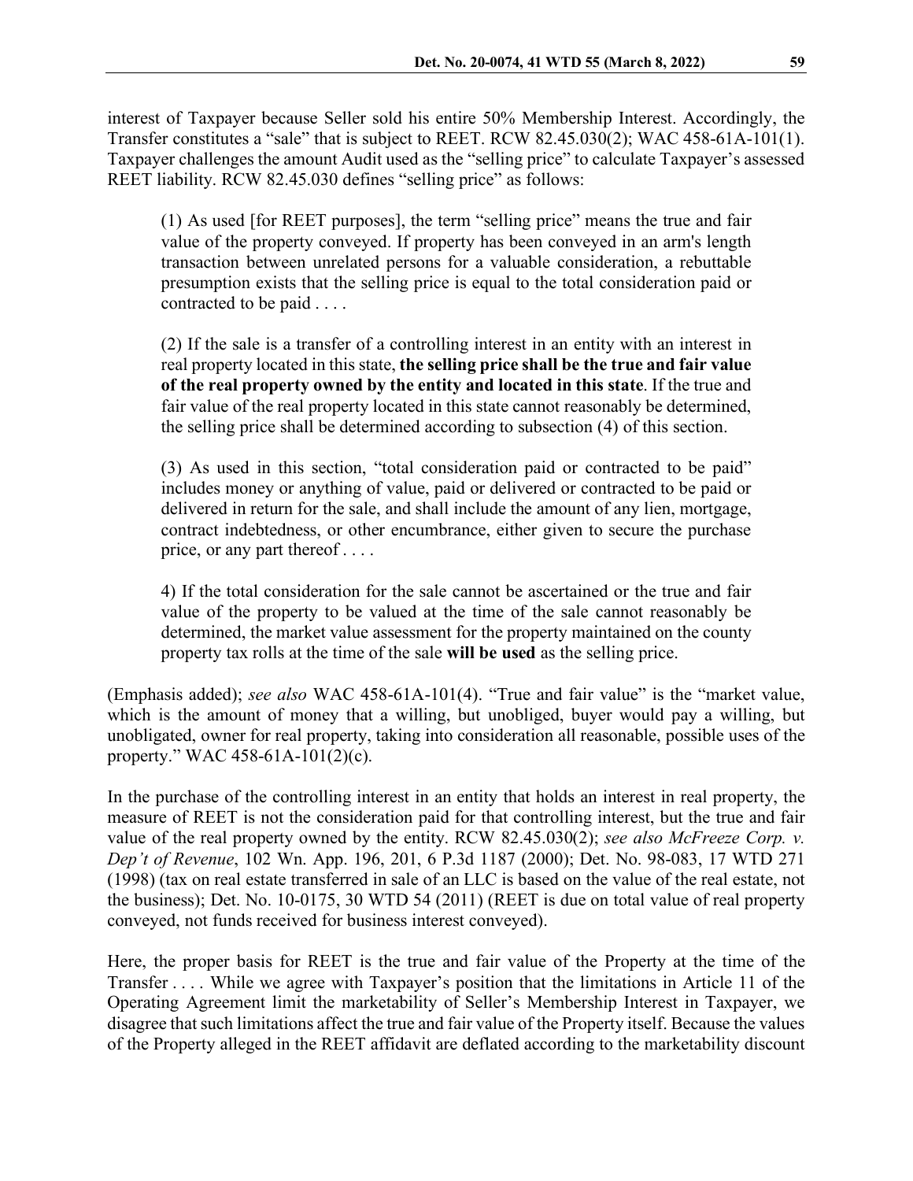interest of Taxpayer because Seller sold his entire 50% Membership Interest. Accordingly, the Transfer constitutes a "sale" that is subject to REET. RCW 82.45.030(2); WAC 458-61A-101(1). Taxpayer challenges the amount Audit used as the "selling price" to calculate Taxpayer's assessed REET liability. RCW 82.45.030 defines "selling price" as follows:

> (1) As used [for REET purposes], the term "selling price" means the true and fair value of the property conveyed. If property has been conveyed in an arm's length transaction between unrelated persons for a valuable consideration, a rebuttable presumption exists that the selling price is equal to the total consideration paid or contracted to be paid . . . .
>
> (2) If the sale is a transfer of a controlling interest in an entity with an interest in real property located in this state, **the selling price shall be the true and fair value of the real property owned by the entity and located in this state**. If the true and fair value of the real property located in this state cannot reasonably be determined, the selling price shall be determined according to subsection (4) of this section.
>
> (3) As used in this section, "total consideration paid or contracted to be paid" includes money or anything of value, paid or delivered or contracted to be paid or delivered in return for the sale, and shall include the amount of any lien, mortgage, contract indebtedness, or other encumbrance, either given to secure the purchase price, or any part thereof . . . .
>
> 4) If the total consideration for the sale cannot be ascertained or the true and fair value of the property to be valued at the time of the sale cannot reasonably be determined, the market value assessment for the property maintained on the county property tax rolls at the time of the sale **will be used** as the selling price.

(Emphasis added); *see also* WAC 458-61A-101(4). "True and fair value" is the "market value, which is the amount of money that a willing, but unobliged, buyer would pay a willing, but unobligated, owner for real property, taking into consideration all reasonable, possible uses of the property." WAC 458-61A-101(2)(c).

In the purchase of the controlling interest in an entity that holds an interest in real property, the measure of REET is not the consideration paid for that controlling interest, but the true and fair value of the real property owned by the entity. RCW 82.45.030(2); *see also McFreeze Corp. v. Dep't of Revenue*, 102 Wn. App. 196, 201, 6 P.3d 1187 (2000); Det. No. 98-083, 17 WTD 271 (1998) (tax on real estate transferred in sale of an LLC is based on the value of the real estate, not the business); Det. No. 10-0175, 30 WTD 54 (2011) (REET is due on total value of real property conveyed, not funds received for business interest conveyed).

Here, the proper basis for REET is the true and fair value of the Property at the time of the Transfer . . . . While we agree with Taxpayer's position that the limitations in Article 11 of the Operating Agreement limit the marketability of Seller's Membership Interest in Taxpayer, we disagree that such limitations affect the true and fair value of the Property itself. Because the values of the Property alleged in the REET affidavit are deflated according to the marketability discount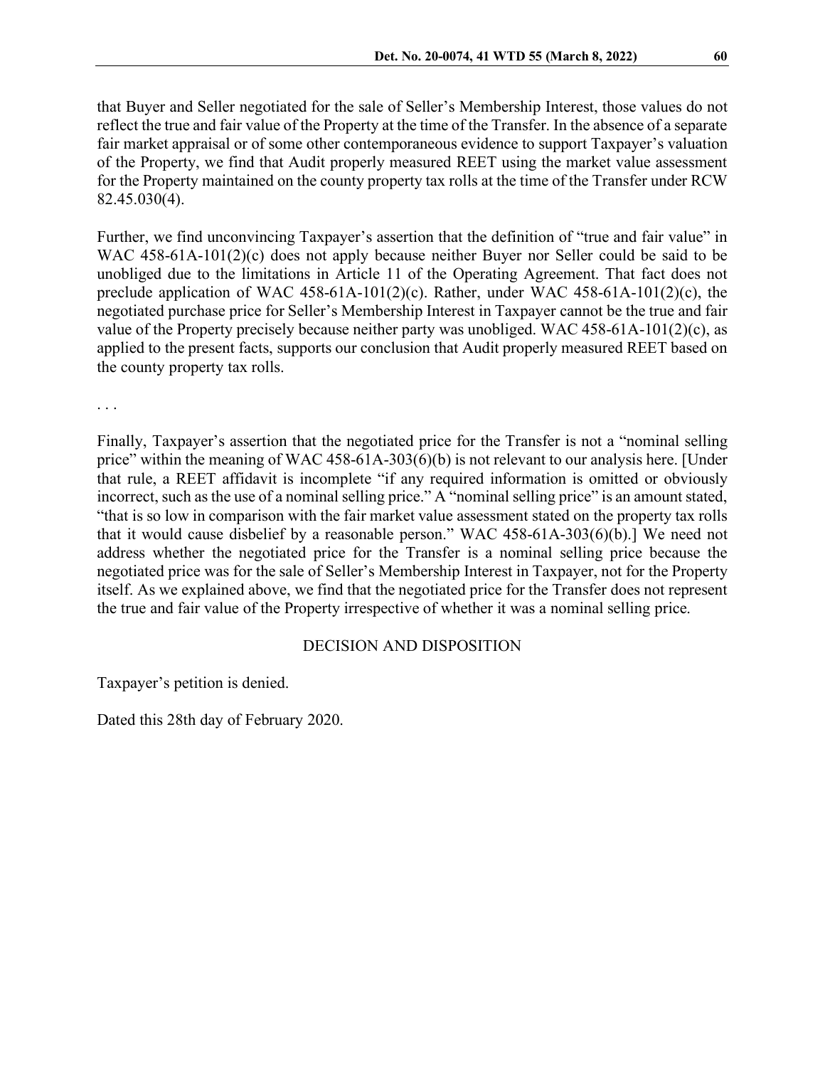that Buyer and Seller negotiated for the sale of Seller's Membership Interest, those values do not reflect the true and fair value of the Property at the time of the Transfer. In the absence of a separate fair market appraisal or of some other contemporaneous evidence to support Taxpayer's valuation of the Property, we find that Audit properly measured REET using the market value assessment for the Property maintained on the county property tax rolls at the time of the Transfer under RCW 82.45.030(4).

Further, we find unconvincing Taxpayer's assertion that the definition of "true and fair value" in WAC 458-61A-101(2)(c) does not apply because neither Buyer nor Seller could be said to be unobliged due to the limitations in Article 11 of the Operating Agreement. That fact does not preclude application of WAC 458-61A-101(2)(c). Rather, under WAC 458-61A-101(2)(c), the negotiated purchase price for Seller's Membership Interest in Taxpayer cannot be the true and fair value of the Property precisely because neither party was unobliged. WAC 458-61A-101(2)(c), as applied to the present facts, supports our conclusion that Audit properly measured REET based on the county property tax rolls.

. . .

Finally, Taxpayer's assertion that the negotiated price for the Transfer is not a "nominal selling price" within the meaning of WAC 458-61A-303(6)(b) is not relevant to our analysis here. [Under that rule, a REET affidavit is incomplete "if any required information is omitted or obviously incorrect, such as the use of a nominal selling price." A "nominal selling price" is an amount stated, "that is so low in comparison with the fair market value assessment stated on the property tax rolls that it would cause disbelief by a reasonable person." WAC 458-61A-303(6)(b).] We need not address whether the negotiated price for the Transfer is a nominal selling price because the negotiated price was for the sale of Seller's Membership Interest in Taxpayer, not for the Property itself. As we explained above, we find that the negotiated price for the Transfer does not represent the true and fair value of the Property irrespective of whether it was a nominal selling price.

## DECISION AND DISPOSITION

Taxpayer's petition is denied.

Dated this 28th day of February 2020.